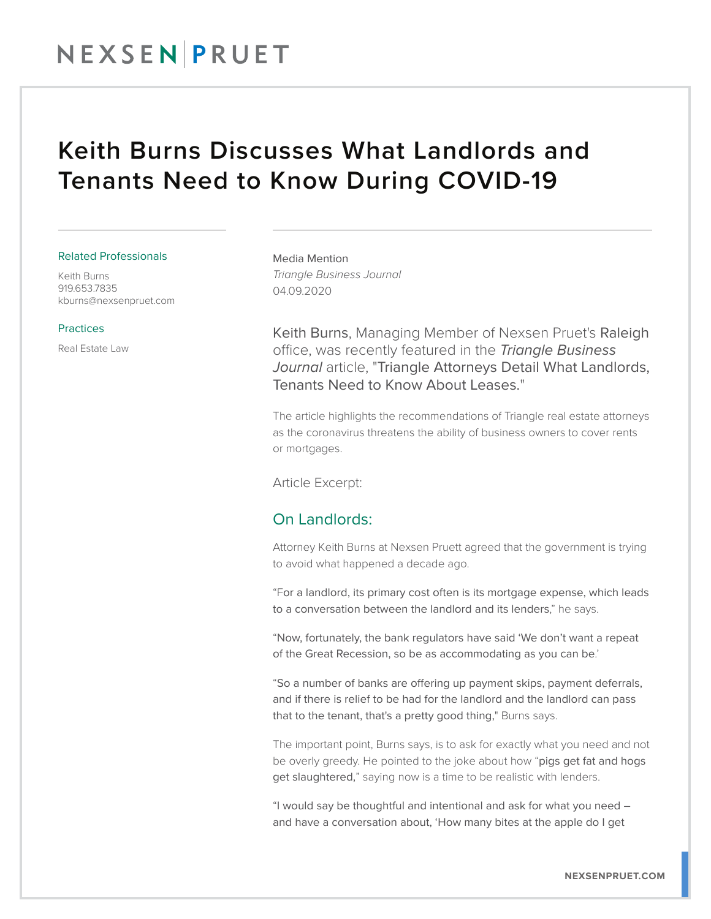NEXSEN PRUET

# Keith Burns Discusses What Landlords and Tenants Need to Know During COVID-19

Related Professionals

Keith Burns
919.653.7835
kburns@nexsenpruet.com

Practices

Real Estate Law

Media Mention
*Triangle Business Journal*
04.09.2020

Keith Burns, Managing Member of Nexsen Pruet's Raleigh office, was recently featured in the *Triangle Business Journal* article, "Triangle Attorneys Detail What Landlords, Tenants Need to Know About Leases."

The article highlights the recommendations of Triangle real estate attorneys as the coronavirus threatens the ability of business owners to cover rents or mortgages.

Article Excerpt:

## On Landlords:

Attorney Keith Burns at Nexsen Pruett agreed that the government is trying to avoid what happened a decade ago.

"For a landlord, its primary cost often is its mortgage expense, which leads to a conversation between the landlord and its lenders," he says.

"Now, fortunately, the bank regulators have said 'We don't want a repeat of the Great Recession, so be as accommodating as you can be.'

"So a number of banks are offering up payment skips, payment deferrals, and if there is relief to be had for the landlord and the landlord can pass that to the tenant, that's a pretty good thing," Burns says.

The important point, Burns says, is to ask for exactly what you need and not be overly greedy. He pointed to the joke about how "pigs get fat and hogs get slaughtered," saying now is a time to be realistic with lenders.

"I would say be thoughtful and intentional and ask for what you need – and have a conversation about, 'How many bites at the apple do I get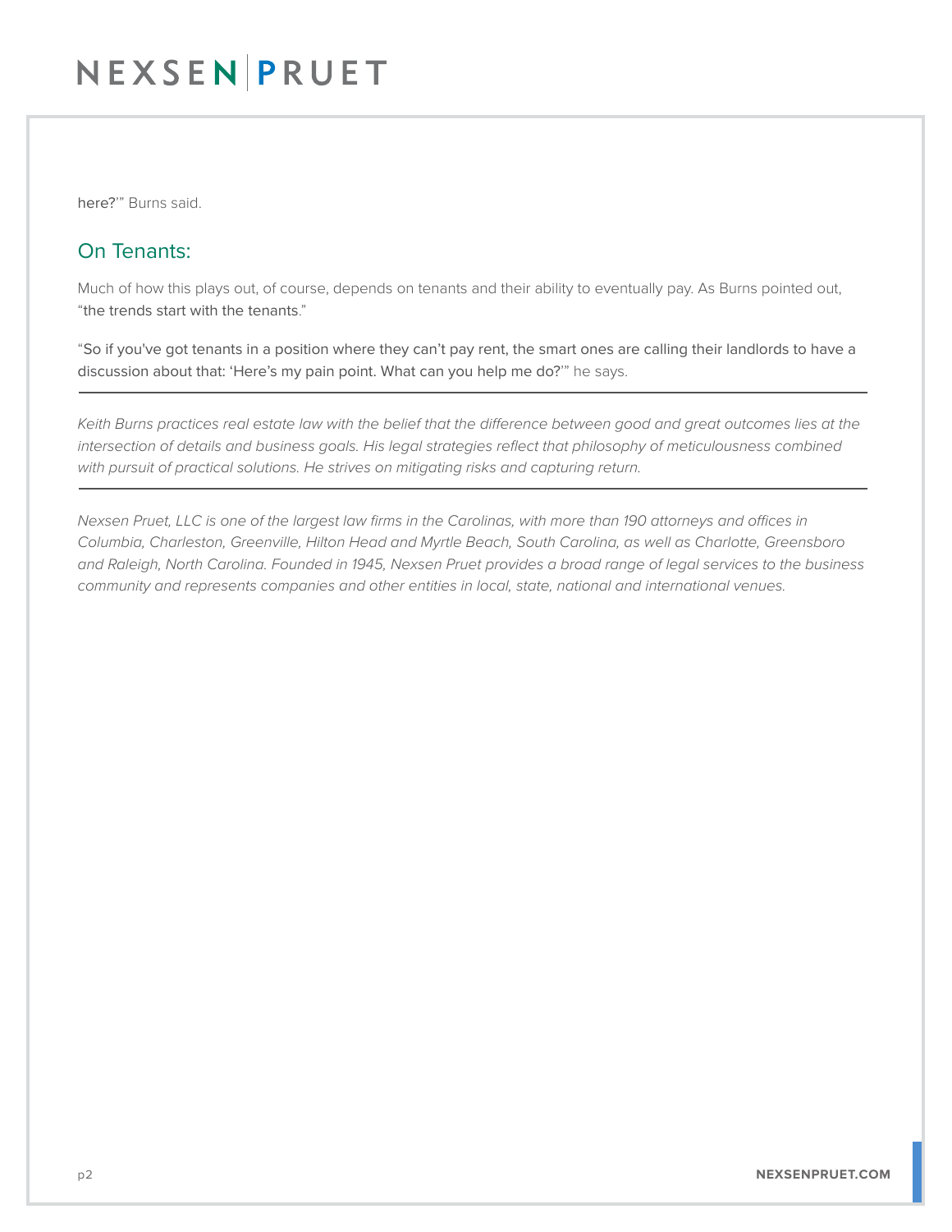here?'" Burns said.

## On Tenants:

Much of how this plays out, of course, depends on tenants and their ability to eventually pay. As Burns pointed out, "the trends start with the tenants."

"So if you've got tenants in a position where they can't pay rent, the smart ones are calling their landlords to have a discussion about that: 'Here's my pain point. What can you help me do?'" he says.

---

*Keith Burns practices real estate law with the belief that the difference between good and great outcomes lies at the intersection of details and business goals. His legal strategies reflect that philosophy of meticulousness combined with pursuit of practical solutions. He strives on mitigating risks and capturing return.*

---

*Nexsen Pruet, LLC is one of the largest law firms in the Carolinas, with more than 190 attorneys and offices in Columbia, Charleston, Greenville, Hilton Head and Myrtle Beach, South Carolina, as well as Charlotte, Greensboro and Raleigh, North Carolina. Founded in 1945, Nexsen Pruet provides a broad range of legal services to the business community and represents companies and other entities in local, state, national and international venues.*